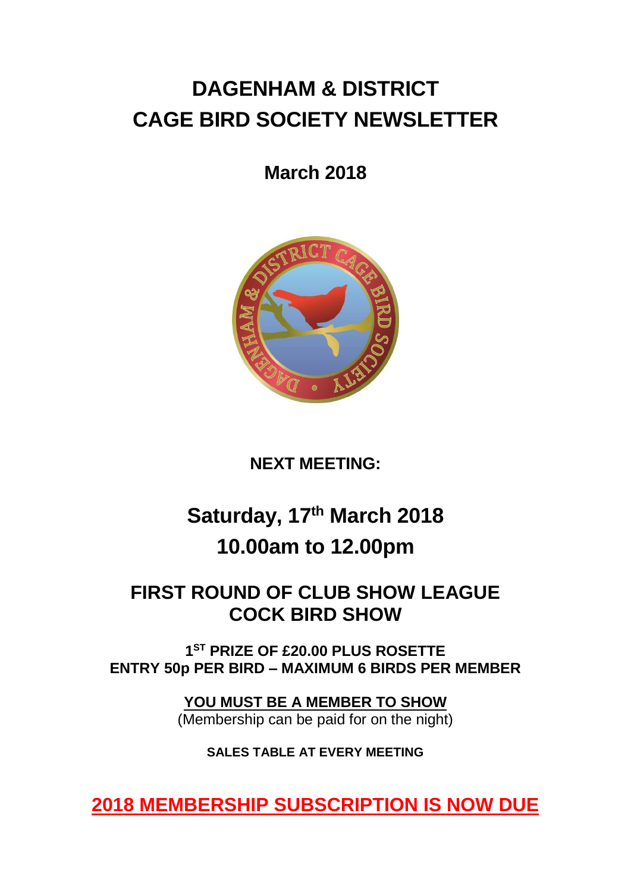# DAGENHAM & DISTRICT CAGE BIRD SOCIETY NEWSLETTER

## March 2018

**NEXT MEETING:**

## Saturday, 17th March 2018
## 10.00am to 12.00pm

## FIRST ROUND OF CLUB SHOW LEAGUE COCK BIRD SHOW

**1ST PRIZE OF £20.00 PLUS ROSETTE**
**ENTRY 50p PER BIRD – MAXIMUM 6 BIRDS PER MEMBER**

**YOU MUST BE A MEMBER TO SHOW**
(Membership can be paid for on the night)

**SALES TABLE AT EVERY MEETING**

**2018 MEMBERSHIP SUBSCRIPTION IS NOW DUE**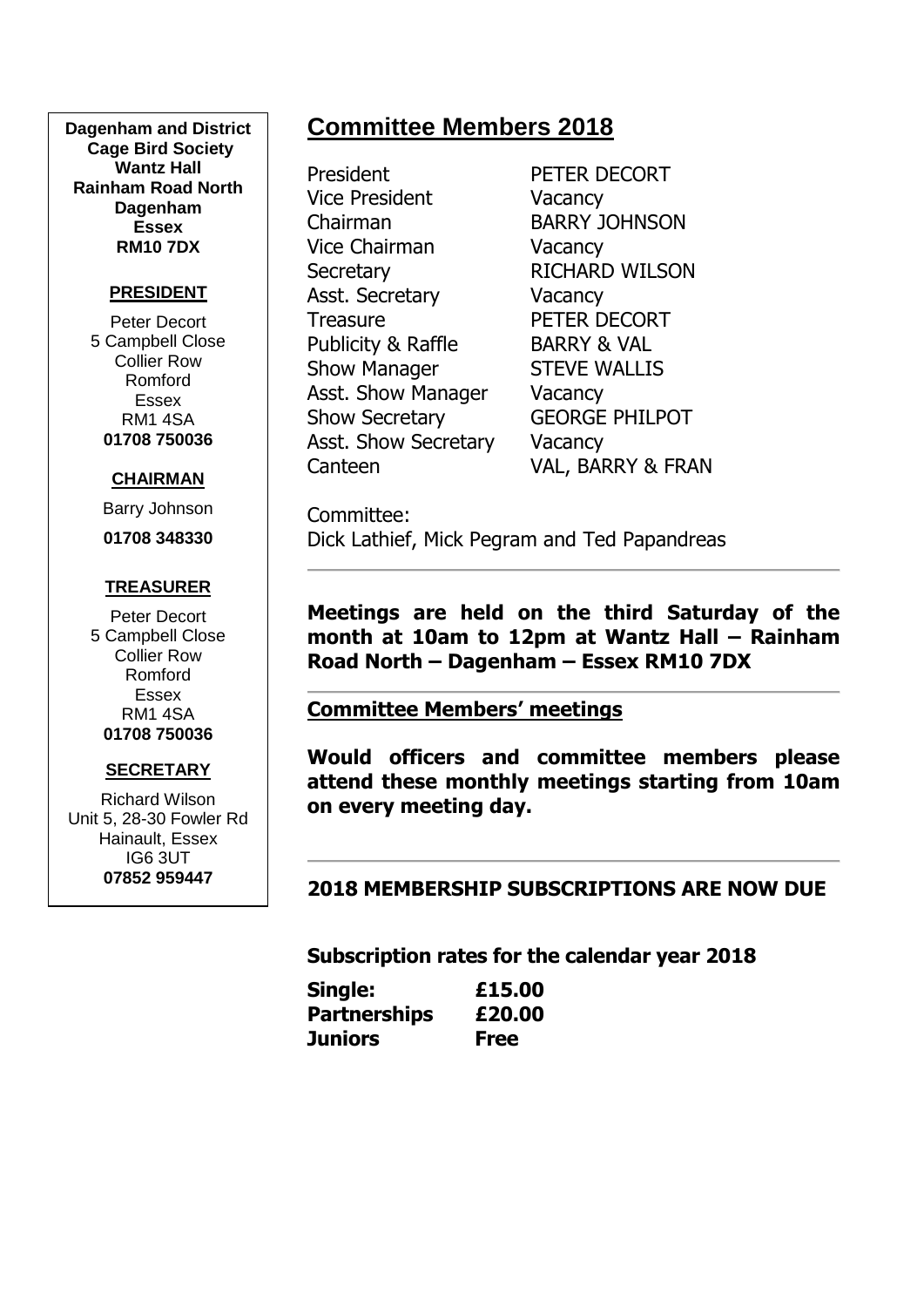**Dagenham and District Cage Bird Society**
**Wantz Hall**
**Rainham Road North**
**Dagenham**
**Essex**
**RM10 7DX**

**PRESIDENT**

Peter Decort
5 Campbell Close
Collier Row
Romford
Essex
RM1 4SA
**01708 750036**

**CHAIRMAN**

Barry Johnson
**01708 348330**

**TREASURER**

Peter Decort
5 Campbell Close
Collier Row
Romford
Essex
RM1 4SA
**01708 750036**

**SECRETARY**

Richard Wilson
Unit 5, 28-30 Fowler Rd
Hainault, Essex
IG6 3UT
**07852 959447**

## Committee Members 2018

| | |
|---|---|
| President | PETER DECORT |
| Vice President | Vacancy |
| Chairman | BARRY JOHNSON |
| Vice Chairman | Vacancy |
| Secretary | RICHARD WILSON |
| Asst. Secretary | Vacancy |
| Treasure | PETER DECORT |
| Publicity & Raffle | BARRY & VAL |
| Show Manager | STEVE WALLIS |
| Asst. Show Manager | Vacancy |
| Show Secretary | GEORGE PHILPOT |
| Asst. Show Secretary | Vacancy |
| Canteen | VAL, BARRY & FRAN |

Committee:
Dick Lathief, Mick Pegram and Ted Papandreas

---

**Meetings are held on the third Saturday of the month at 10am to 12pm at Wantz Hall – Rainham Road North – Dagenham – Essex RM10 7DX**

---

**Committee Members' meetings**

**Would officers and committee members please attend these monthly meetings starting from 10am on every meeting day.**

---

**2018 MEMBERSHIP SUBSCRIPTIONS ARE NOW DUE**

**Subscription rates for the calendar year 2018**

| | |
|---|---|
| **Single:** | **£15.00** |
| **Partnerships** | **£20.00** |
| **Juniors** | **Free** |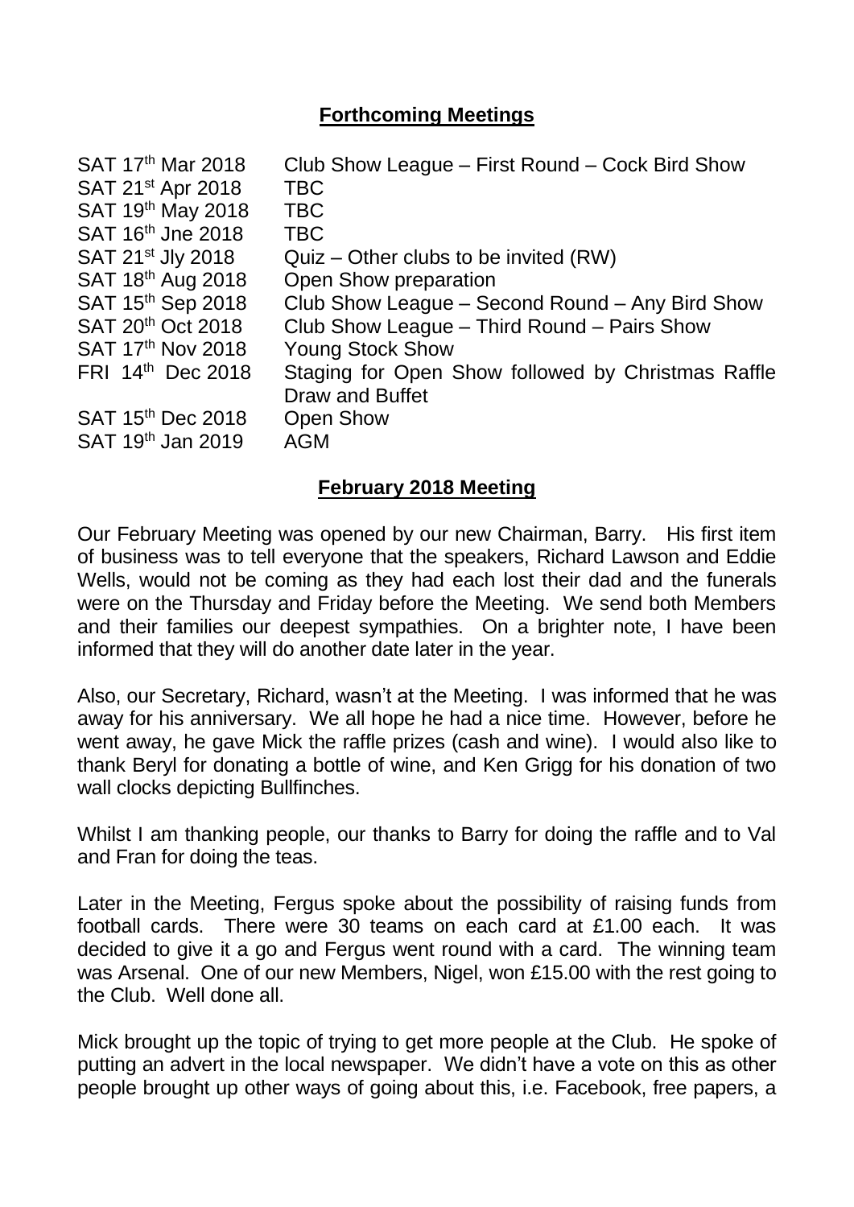## Forthcoming Meetings

| | |
|---|---|
| SAT 17th Mar 2018 | Club Show League – First Round – Cock Bird Show |
| SAT 21st Apr 2018 | TBC |
| SAT 19th May 2018 | TBC |
| SAT 16th Jne 2018 | TBC |
| SAT 21st Jly 2018 | Quiz – Other clubs to be invited (RW) |
| SAT 18th Aug 2018 | Open Show preparation |
| SAT 15th Sep 2018 | Club Show League – Second Round – Any Bird Show |
| SAT 20th Oct 2018 | Club Show League – Third Round – Pairs Show |
| SAT 17th Nov 2018 | Young Stock Show |
| FRI 14th Dec 2018 | Staging for Open Show followed by Christmas Raffle Draw and Buffet |
| SAT 15th Dec 2018 | Open Show |
| SAT 19th Jan 2019 | AGM |

## February 2018 Meeting

Our February Meeting was opened by our new Chairman, Barry. His first item of business was to tell everyone that the speakers, Richard Lawson and Eddie Wells, would not be coming as they had each lost their dad and the funerals were on the Thursday and Friday before the Meeting. We send both Members and their families our deepest sympathies. On a brighter note, I have been informed that they will do another date later in the year.

Also, our Secretary, Richard, wasn't at the Meeting. I was informed that he was away for his anniversary. We all hope he had a nice time. However, before he went away, he gave Mick the raffle prizes (cash and wine). I would also like to thank Beryl for donating a bottle of wine, and Ken Grigg for his donation of two wall clocks depicting Bullfinches.

Whilst I am thanking people, our thanks to Barry for doing the raffle and to Val and Fran for doing the teas.

Later in the Meeting, Fergus spoke about the possibility of raising funds from football cards. There were 30 teams on each card at £1.00 each. It was decided to give it a go and Fergus went round with a card. The winning team was Arsenal. One of our new Members, Nigel, won £15.00 with the rest going to the Club. Well done all.

Mick brought up the topic of trying to get more people at the Club. He spoke of putting an advert in the local newspaper. We didn't have a vote on this as other people brought up other ways of going about this, i.e. Facebook, free papers, a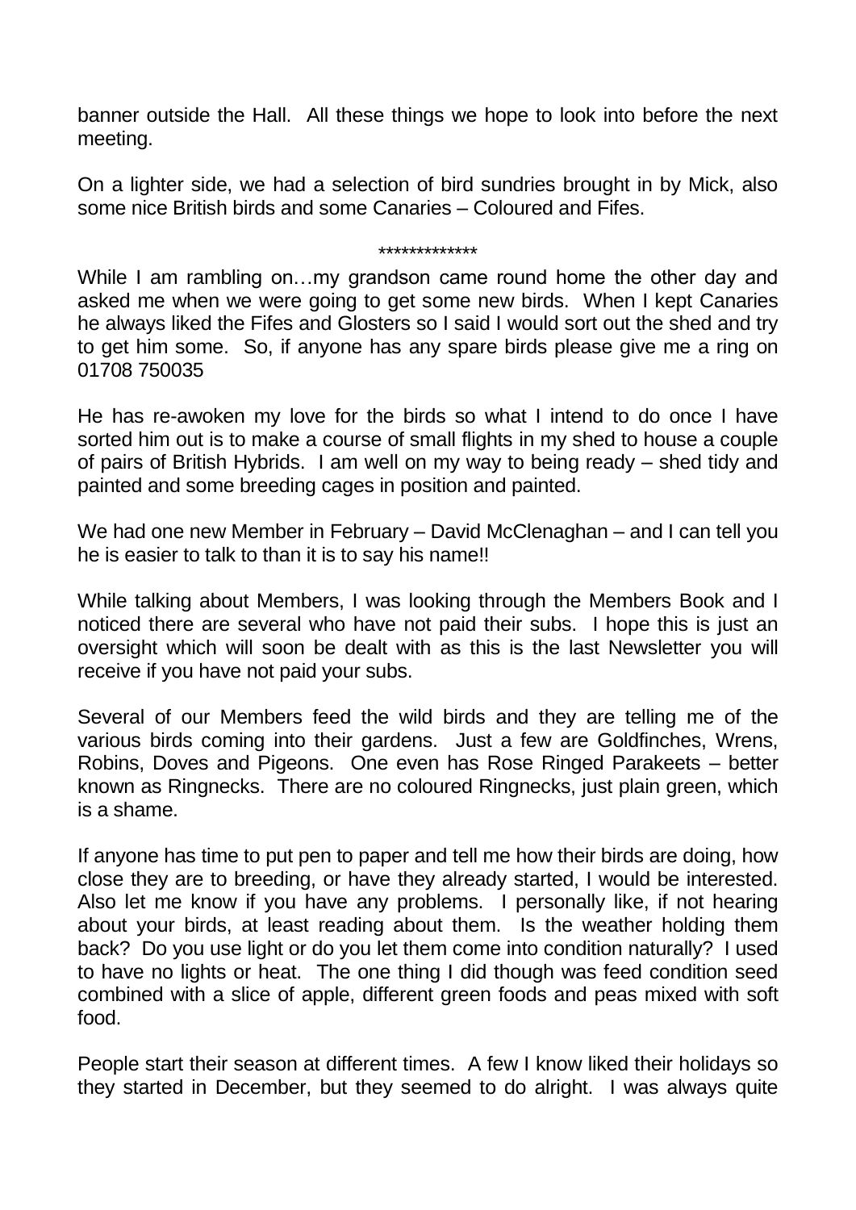banner outside the Hall. All these things we hope to look into before the next meeting.

On a lighter side, we had a selection of bird sundries brought in by Mick, also some nice British birds and some Canaries – Coloured and Fifes.

*************

While I am rambling on…my grandson came round home the other day and asked me when we were going to get some new birds. When I kept Canaries he always liked the Fifes and Glosters so I said I would sort out the shed and try to get him some. So, if anyone has any spare birds please give me a ring on 01708 750035

He has re-awoken my love for the birds so what I intend to do once I have sorted him out is to make a course of small flights in my shed to house a couple of pairs of British Hybrids. I am well on my way to being ready – shed tidy and painted and some breeding cages in position and painted.

We had one new Member in February – David McClenaghan – and I can tell you he is easier to talk to than it is to say his name!!

While talking about Members, I was looking through the Members Book and I noticed there are several who have not paid their subs. I hope this is just an oversight which will soon be dealt with as this is the last Newsletter you will receive if you have not paid your subs.

Several of our Members feed the wild birds and they are telling me of the various birds coming into their gardens. Just a few are Goldfinches, Wrens, Robins, Doves and Pigeons. One even has Rose Ringed Parakeets – better known as Ringnecks. There are no coloured Ringnecks, just plain green, which is a shame.

If anyone has time to put pen to paper and tell me how their birds are doing, how close they are to breeding, or have they already started, I would be interested. Also let me know if you have any problems. I personally like, if not hearing about your birds, at least reading about them. Is the weather holding them back? Do you use light or do you let them come into condition naturally? I used to have no lights or heat. The one thing I did though was feed condition seed combined with a slice of apple, different green foods and peas mixed with soft food.

People start their season at different times. A few I know liked their holidays so they started in December, but they seemed to do alright. I was always quite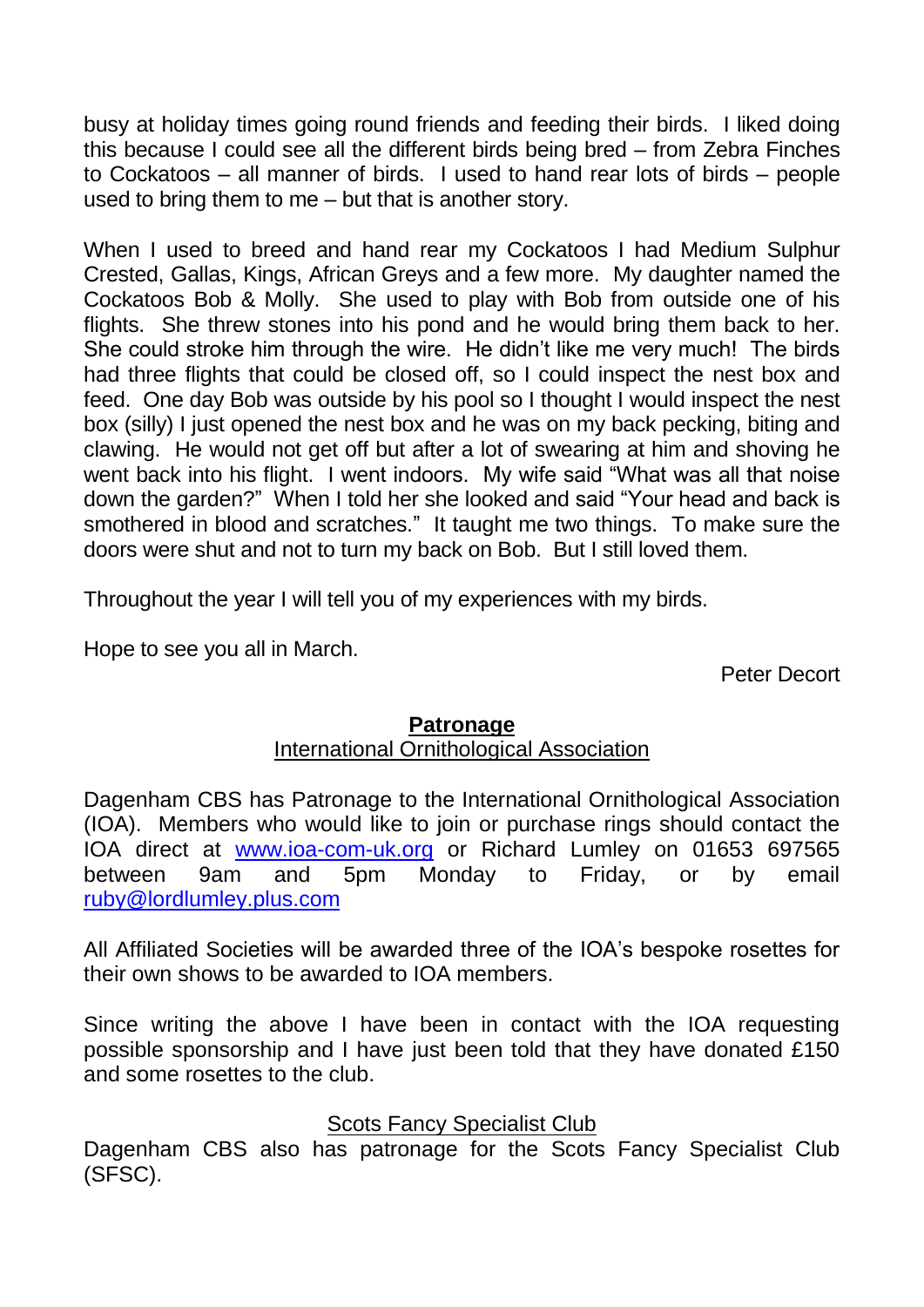busy at holiday times going round friends and feeding their birds. I liked doing this because I could see all the different birds being bred – from Zebra Finches to Cockatoos – all manner of birds. I used to hand rear lots of birds – people used to bring them to me – but that is another story.

When I used to breed and hand rear my Cockatoos I had Medium Sulphur Crested, Gallas, Kings, African Greys and a few more. My daughter named the Cockatoos Bob & Molly. She used to play with Bob from outside one of his flights. She threw stones into his pond and he would bring them back to her. She could stroke him through the wire. He didn't like me very much! The birds had three flights that could be closed off, so I could inspect the nest box and feed. One day Bob was outside by his pool so I thought I would inspect the nest box (silly) I just opened the nest box and he was on my back pecking, biting and clawing. He would not get off but after a lot of swearing at him and shoving he went back into his flight. I went indoors. My wife said "What was all that noise down the garden?" When I told her she looked and said "Your head and back is smothered in blood and scratches." It taught me two things. To make sure the doors were shut and not to turn my back on Bob. But I still loved them.

Throughout the year I will tell you of my experiences with my birds.

Hope to see you all in March.

Peter Decort

## Patronage

### International Ornithological Association

Dagenham CBS has Patronage to the International Ornithological Association (IOA). Members who would like to join or purchase rings should contact the IOA direct at www.ioa-com-uk.org or Richard Lumley on 01653 697565 between 9am and 5pm Monday to Friday, or by email ruby@lordlumley.plus.com

All Affiliated Societies will be awarded three of the IOA's bespoke rosettes for their own shows to be awarded to IOA members.

Since writing the above I have been in contact with the IOA requesting possible sponsorship and I have just been told that they have donated £150 and some rosettes to the club.

### Scots Fancy Specialist Club

Dagenham CBS also has patronage for the Scots Fancy Specialist Club (SFSC).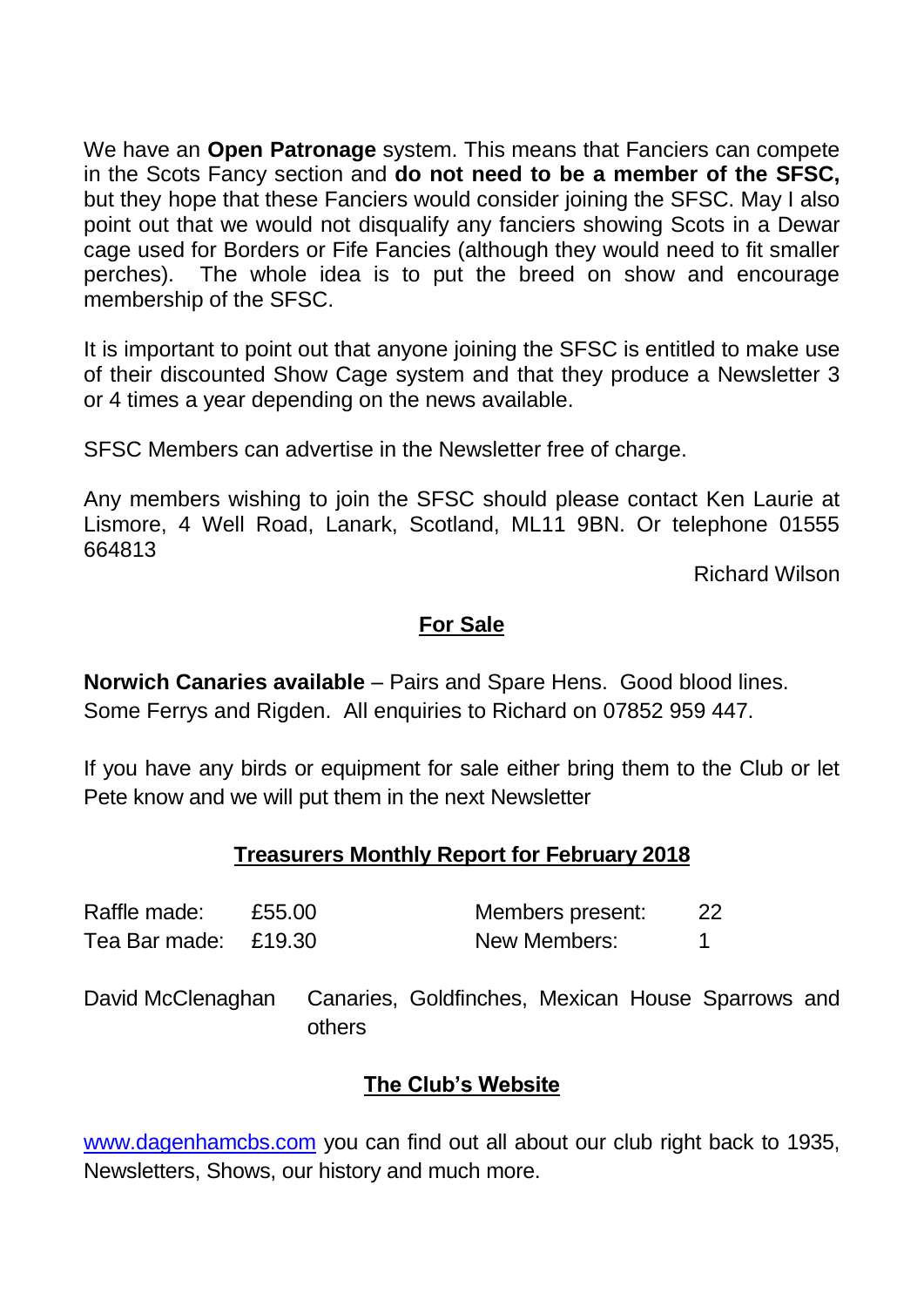We have an **Open Patronage** system. This means that Fanciers can compete in the Scots Fancy section and **do not need to be a member of the SFSC,** but they hope that these Fanciers would consider joining the SFSC. May I also point out that we would not disqualify any fanciers showing Scots in a Dewar cage used for Borders or Fife Fancies (although they would need to fit smaller perches). The whole idea is to put the breed on show and encourage membership of the SFSC.

It is important to point out that anyone joining the SFSC is entitled to make use of their discounted Show Cage system and that they produce a Newsletter 3 or 4 times a year depending on the news available.

SFSC Members can advertise in the Newsletter free of charge.

Any members wishing to join the SFSC should please contact Ken Laurie at Lismore, 4 Well Road, Lanark, Scotland, ML11 9BN. Or telephone 01555 664813

Richard Wilson

## For Sale

**Norwich Canaries available** – Pairs and Spare Hens. Good blood lines. Some Ferrys and Rigden. All enquiries to Richard on 07852 959 447.

If you have any birds or equipment for sale either bring them to the Club or let Pete know and we will put them in the next Newsletter

## Treasurers Monthly Report for February 2018

| | | | |
|---|---|---|---|
| Raffle made: | £55.00 | Members present: | 22 |
| Tea Bar made: | £19.30 | New Members: | 1 |

David McClenaghan Canaries, Goldfinches, Mexican House Sparrows and others

## The Club's Website

www.dagenhamcbs.com you can find out all about our club right back to 1935, Newsletters, Shows, our history and much more.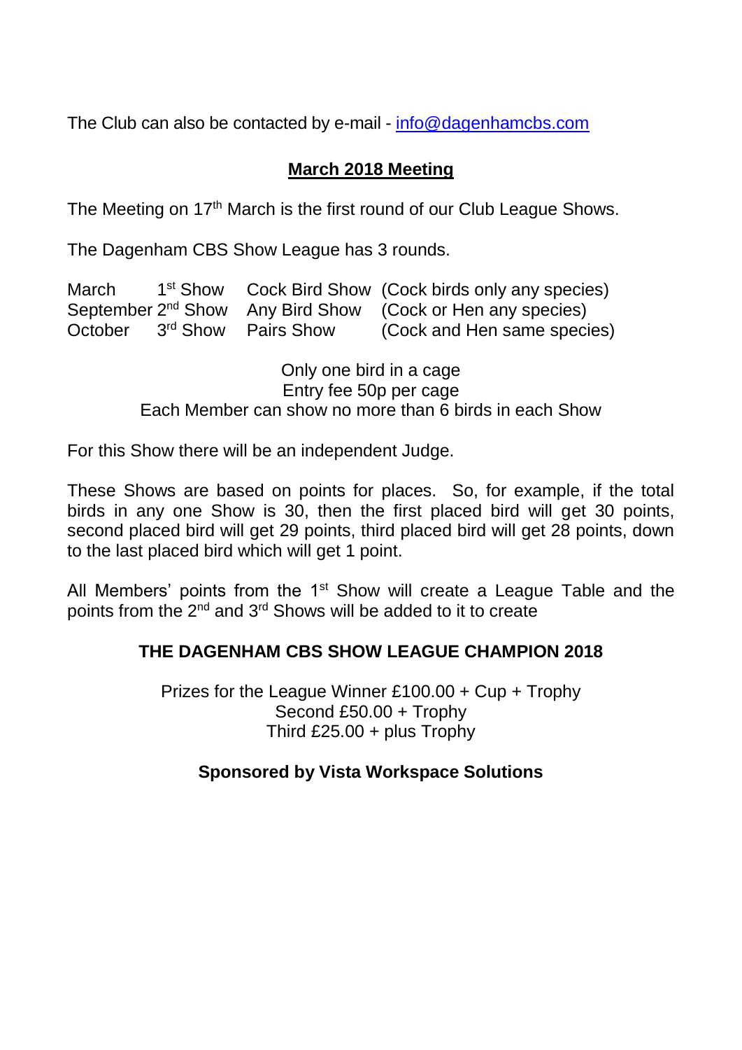The Club can also be contacted by e-mail - info@dagenhamcbs.com

## March 2018 Meeting

The Meeting on 17th March is the first round of our Club League Shows.

The Dagenham CBS Show League has 3 rounds.

| | | | |
|---|---|---|---|
| March | 1st Show | Cock Bird Show | (Cock birds only any species) |
| September | 2nd Show | Any Bird Show | (Cock or Hen any species) |
| October | 3rd Show | Pairs Show | (Cock and Hen same species) |

Only one bird in a cage
Entry fee 50p per cage
Each Member can show no more than 6 birds in each Show

For this Show there will be an independent Judge.

These Shows are based on points for places. So, for example, if the total birds in any one Show is 30, then the first placed bird will get 30 points, second placed bird will get 29 points, third placed bird will get 28 points, down to the last placed bird which will get 1 point.

All Members' points from the 1st Show will create a League Table and the points from the 2nd and 3rd Shows will be added to it to create

**THE DAGENHAM CBS SHOW LEAGUE CHAMPION 2018**

Prizes for the League Winner £100.00 + Cup + Trophy
Second £50.00 + Trophy
Third £25.00 + plus Trophy

**Sponsored by Vista Workspace Solutions**